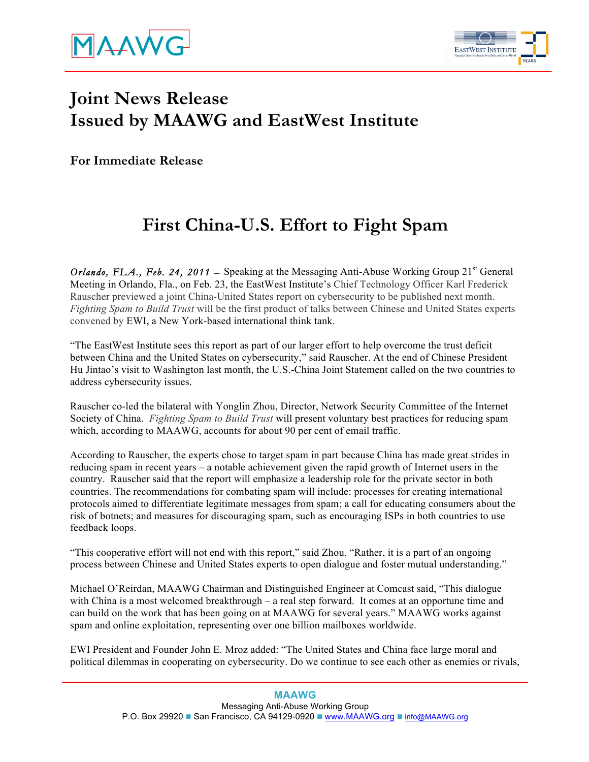# Joint News Release
# Issued by MAAWG and EastWest Institute

**For Immediate Release**

## First China-U.S. Effort to Fight Spam

*Orlando, FLA., Feb. 24, 2011* – Speaking at the Messaging Anti-Abuse Working Group 21st General Meeting in Orlando, Fla., on Feb. 23, the EastWest Institute's Chief Technology Officer Karl Frederick Rauscher previewed a joint China-United States report on cybersecurity to be published next month. *Fighting Spam to Build Trust* will be the first product of talks between Chinese and United States experts convened by EWI, a New York-based international think tank.

"The EastWest Institute sees this report as part of our larger effort to help overcome the trust deficit between China and the United States on cybersecurity," said Rauscher. At the end of Chinese President Hu Jintao's visit to Washington last month, the U.S.-China Joint Statement called on the two countries to address cybersecurity issues.

Rauscher co-led the bilateral with Yonglin Zhou, Director, Network Security Committee of the Internet Society of China. *Fighting Spam to Build Trust* will present voluntary best practices for reducing spam which, according to MAAWG, accounts for about 90 per cent of email traffic.

According to Rauscher, the experts chose to target spam in part because China has made great strides in reducing spam in recent years – a notable achievement given the rapid growth of Internet users in the country. Rauscher said that the report will emphasize a leadership role for the private sector in both countries. The recommendations for combating spam will include: processes for creating international protocols aimed to differentiate legitimate messages from spam; a call for educating consumers about the risk of botnets; and measures for discouraging spam, such as encouraging ISPs in both countries to use feedback loops.

"This cooperative effort will not end with this report," said Zhou. "Rather, it is a part of an ongoing process between Chinese and United States experts to open dialogue and foster mutual understanding."

Michael O'Reirdan, MAAWG Chairman and Distinguished Engineer at Comcast said, "This dialogue with China is a most welcomed breakthrough – a real step forward. It comes at an opportune time and can build on the work that has been going on at MAAWG for several years." MAAWG works against spam and online exploitation, representing over one billion mailboxes worldwide.

EWI President and Founder John E. Mroz added: "The United States and China face large moral and political dilemmas in cooperating on cybersecurity. Do we continue to see each other as enemies or rivals,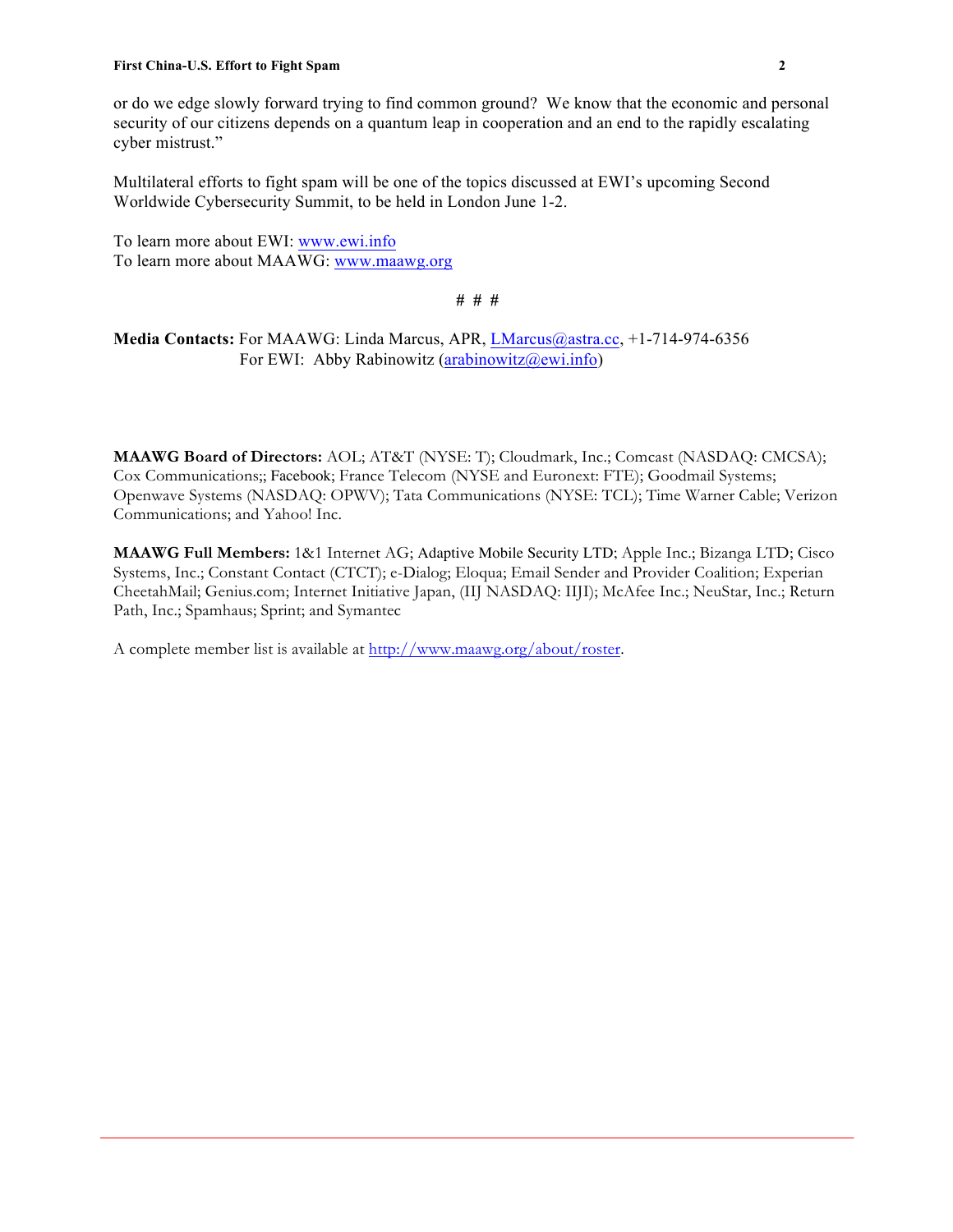or do we edge slowly forward trying to find common ground? We know that the economic and personal security of our citizens depends on a quantum leap in cooperation and an end to the rapidly escalating cyber mistrust."

Multilateral efforts to fight spam will be one of the topics discussed at EWI's upcoming Second Worldwide Cybersecurity Summit, to be held in London June 1-2.

To learn more about EWI: www.ewi.info
To learn more about MAAWG: www.maawg.org

# # #

**Media Contacts:** For MAAWG: Linda Marcus, APR, LMarcus@astra.cc, +1-714-974-6356
For EWI: Abby Rabinowitz (arabinowitz@ewi.info)

**MAAWG Board of Directors:** AOL; AT&T (NYSE: T); Cloudmark, Inc.; Comcast (NASDAQ: CMCSA); Cox Communications;; Facebook; France Telecom (NYSE and Euronext: FTE); Goodmail Systems; Openwave Systems (NASDAQ: OPWV); Tata Communications (NYSE: TCL); Time Warner Cable; Verizon Communications; and Yahoo! Inc.

**MAAWG Full Members:** 1&1 Internet AG; Adaptive Mobile Security LTD; Apple Inc.; Bizanga LTD; Cisco Systems, Inc.; Constant Contact (CTCT); e-Dialog; Eloqua; Email Sender and Provider Coalition; Experian CheetahMail; Genius.com; Internet Initiative Japan, (IIJ NASDAQ: IIJI); McAfee Inc.; NeuStar, Inc.; Return Path, Inc.; Spamhaus; Sprint; and Symantec

A complete member list is available at http://www.maawg.org/about/roster.